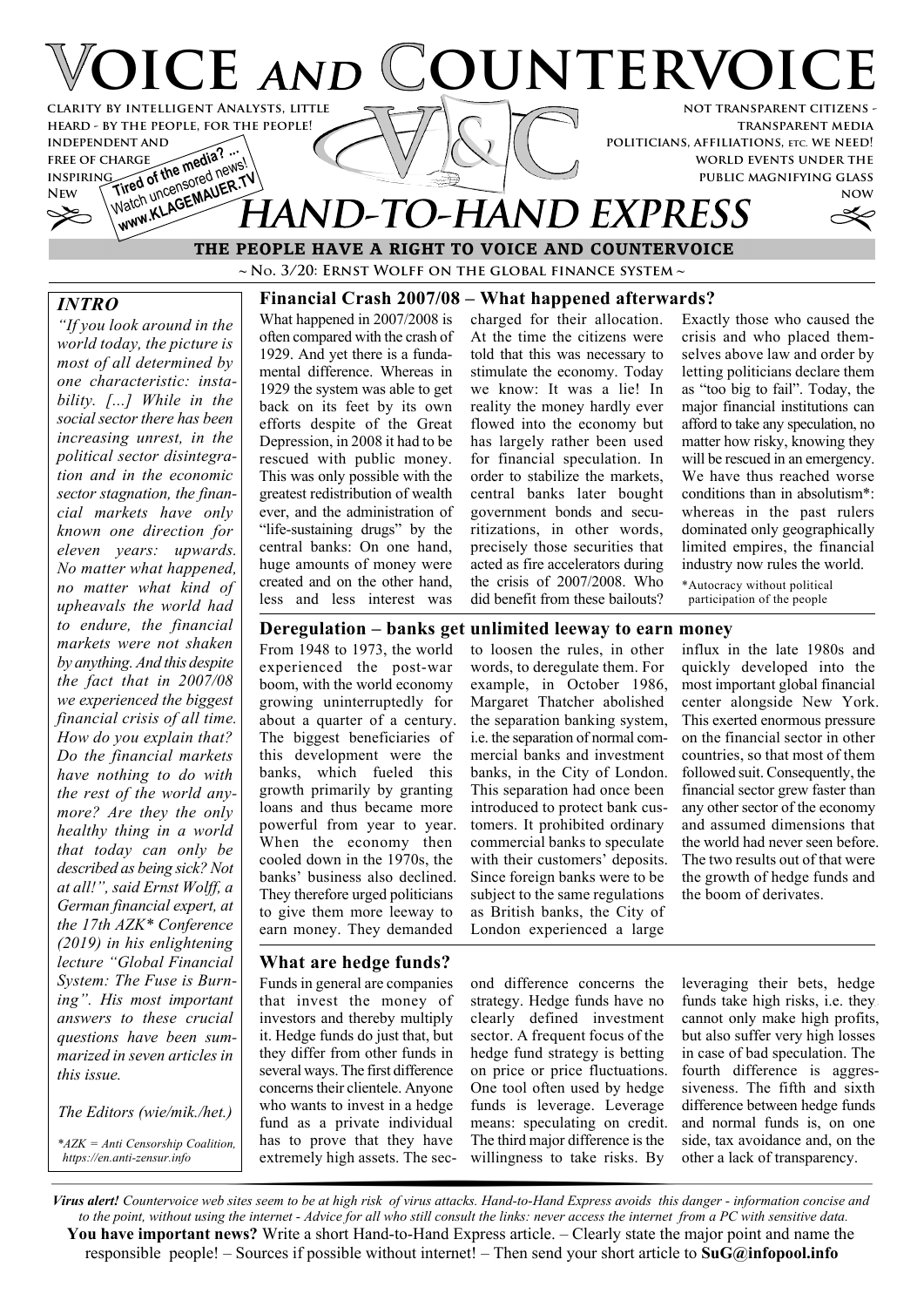# VOICE AND COUNTERVOICE

clarity by intelligent Analysts, little heard - by the people, for the people! independent and free of charge inspiring New

not transparent citizens - transparent media politicians, affiliations, etc. we need! world events under the public magnifying glass now

Tired of the media? ... Watch uncensored news! www.KLAGEMAUER.TV

## HAND-TO-HAND EXPRESS

**THE PEOPLE HAVE A RIGHT TO VOICE AND COUNTERVOICE**

~ No. 3/20: Ernst Wolff on the global finance system ~

### INTRO

*"If you look around in the world today, the picture is most of all determined by one characteristic: instability. [...] While in the social sector there has been increasing unrest, in the political sector disintegration and in the economic sector stagnation, the financial markets have only known one direction for eleven years: upwards. No matter what happened, no matter what kind of upheavals the world had to endure, the financial markets were not shaken by anything. And this despite the fact that in 2007/08 we experienced the biggest financial crisis of all time. How do you explain that? Do the financial markets have nothing to do with the rest of the world anymore? Are they the only healthy thing in a world that today can only be described as being sick? Not at all!", said Ernst Wolff, a German financial expert, at the 17th AZK* Conference (2019) in his enlightening lecture "Global Financial System: The Fuse is Burning". His most important answers to these crucial questions have been summarized in seven articles in this issue.*

*The Editors (wie/mik./het.)*

*\*AZK = Anti Censorship Coalition, https://en.anti-zensur.info*

### Financial Crash 2007/08 – What happened afterwards?

What happened in 2007/2008 is often compared with the crash of 1929. And yet there is a fundamental difference. Whereas in 1929 the system was able to get back on its feet by its own efforts despite of the Great Depression, in 2008 it had to be rescued with public money. This was only possible with the greatest redistribution of wealth ever, and the administration of "life-sustaining drugs" by the central banks: On one hand, huge amounts of money were created and on the other hand, less and less interest was charged for their allocation. At the time the citizens were told that this was necessary to stimulate the economy. Today we know: It was a lie! In reality the money hardly ever flowed into the economy but has largely rather been used for financial speculation. In order to stabilize the markets, central banks later bought government bonds and securitizations, in other words, precisely those securities that acted as fire accelerators during the crisis of 2007/2008. Who did benefit from these bailouts? Exactly those who caused the crisis and who placed themselves above law and order by letting politicians declare them as "too big to fail". Today, the major financial institutions can afford to take any speculation, no matter how risky, knowing they will be rescued in an emergency. We have thus reached worse conditions than in absolutism*: whereas in the past rulers dominated only geographically limited empires, the financial industry now rules the world.

\*Autocracy without political participation of the people

### Deregulation – banks get unlimited leeway to earn money

From 1948 to 1973, the world experienced the post-war boom, with the world economy growing uninterruptedly for about a quarter of a century. The biggest beneficiaries of this development were the banks, which fueled this growth primarily by granting loans and thus became more powerful from year to year. When the economy then cooled down in the 1970s, the banks' business also declined. They therefore urged politicians to give them more leeway to earn money. They demanded to loosen the rules, in other words, to deregulate them. For example, in October 1986, Margaret Thatcher abolished the separation banking system, i.e. the separation of normal commercial banks and investment banks, in the City of London. This separation had once been introduced to protect bank customers. It prohibited ordinary commercial banks to speculate with their customers' deposits. Since foreign banks were to be subject to the same regulations as British banks, the City of London experienced a large influx in the late 1980s and quickly developed into the most important global financial center alongside New York. This exerted enormous pressure on the financial sector in other countries, so that most of them followed suit. Consequently, the financial sector grew faster than any other sector of the economy and assumed dimensions that the world had never seen before. The two results out of that were the growth of hedge funds and the boom of derivates.

### What are hedge funds?

Funds in general are companies that invest the money of investors and thereby multiply it. Hedge funds do just that, but they differ from other funds in several ways. The first difference concerns their clientele. Anyone who wants to invest in a hedge fund as a private individual has to prove that they have extremely high assets. The second difference concerns the strategy. Hedge funds have no clearly defined investment sector. A frequent focus of the hedge fund strategy is betting on price or price fluctuations. One tool often used by hedge funds is leverage. Leverage means: speculating on credit. The third major difference is the willingness to take risks. By leveraging their bets, hedge funds take high risks, i.e. they cannot only make high profits, but also suffer very high losses in case of bad speculation. The fourth difference is aggressiveness. The fifth and sixth difference between hedge funds and normal funds is, on one side, tax avoidance and, on the other a lack of transparency.

*Virus alert! Countervoice web sites seem to be at high risk of virus attacks. Hand-to-Hand Express avoids this danger - information concise and to the point, without using the internet - Advice for all who still consult the links: never access the internet from a PC with sensitive data.*

**You have important news?** Write a short Hand-to-Hand Express article. – Clearly state the major point and name the responsible people! – Sources if possible without internet! – Then send your short article to **SuG@infopool.info**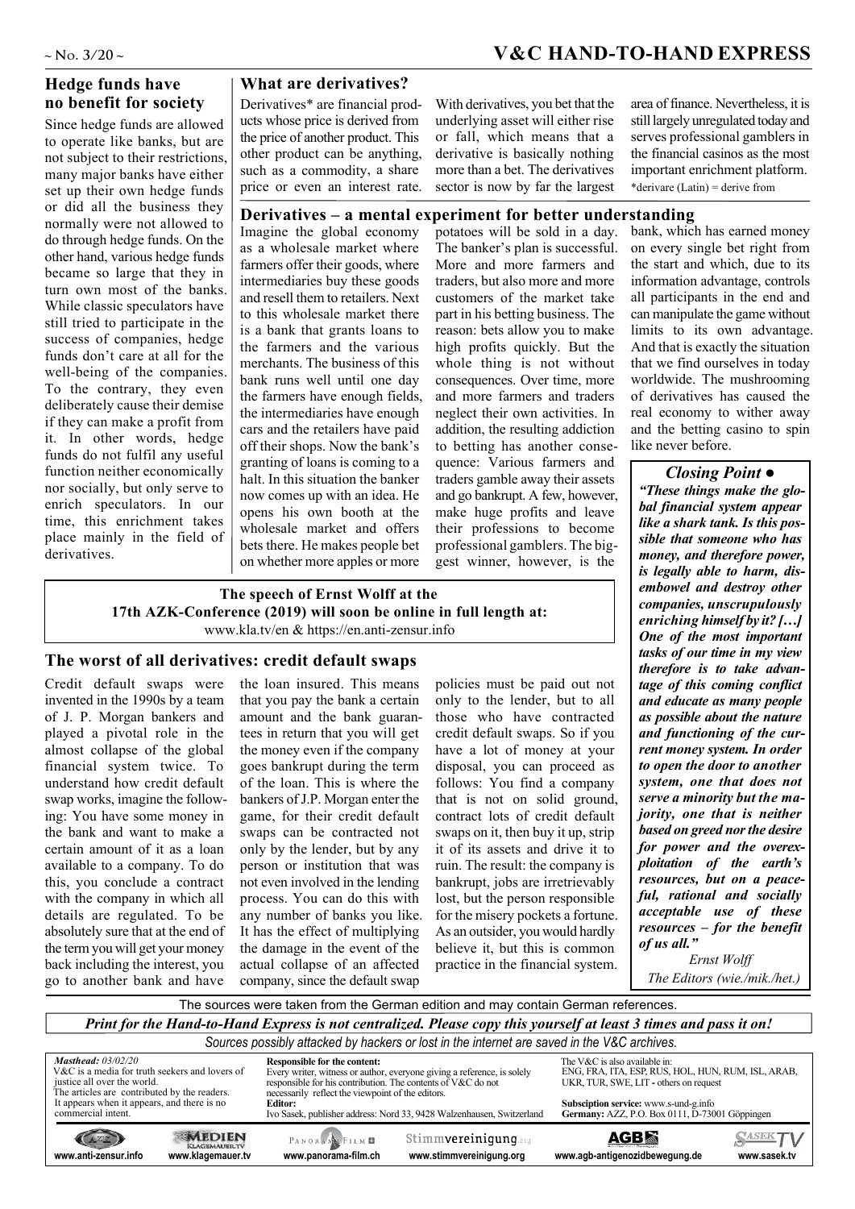## Hedge funds have no benefit for society

Since hedge funds are allowed to operate like banks, but are not subject to their restrictions, many major banks have either set up their own hedge funds or did all the business they normally were not allowed to do through hedge funds. On the other hand, various hedge funds became so large that they in turn own most of the banks. While classic speculators have still tried to participate in the success of companies, hedge funds don't care at all for the well-being of the companies. To the contrary, they even deliberately cause their demise if they can make a profit from it. In other words, hedge funds do not fulfil any useful function neither economically nor socially, but only serve to enrich speculators. In our time, this enrichment takes place mainly in the field of derivatives.

## What are derivatives?

Derivatives* are financial products whose price is derived from the price of another product. This other product can be anything, such as a commodity, a share price or even an interest rate. With derivatives, you bet that the underlying asset will either rise or fall, which means that a derivative is basically nothing more than a bet. The derivatives sector is now by far the largest area of finance. Nevertheless, it is still largely unregulated today and serves professional gamblers in the financial casinos as the most important enrichment platform.

*derivare (Latin) = derive from

## Derivatives – a mental experiment for better understanding

Imagine the global economy as a wholesale market where farmers offer their goods, where intermediaries buy these goods and resell them to retailers. Next to this wholesale market there is a bank that grants loans to the farmers and the various merchants. The business of this bank runs well until one day the farmers have enough fields, the intermediaries have enough cars and the retailers have paid off their shops. Now the bank's granting of loans is coming to a halt. In this situation the banker now comes up with an idea. He opens his own booth at the wholesale market and offers bets there. He makes people bet on whether more apples or more potatoes will be sold in a day. The banker's plan is successful. More and more farmers and traders, but also more and more customers of the market take part in his betting business. The reason: bets allow you to make high profits quickly. But the whole thing is not without consequences. Over time, more and more farmers and traders neglect their own activities. In addition, the resulting addiction to betting has another consequence: Various farmers and traders gamble away their assets and go bankrupt. A few, however, make huge profits and leave their professions to become professional gamblers. The biggest winner, however, is the bank, which has earned money on every single bet right from the start and which, due to its information advantage, controls all participants in the end and can manipulate the game without limits to its own advantage. And that is exactly the situation that we find ourselves in today worldwide. The mushrooming of derivatives has caused the real economy to wither away and the betting casino to spin like never before.

**The speech of Ernst Wolff at the 17th AZK-Conference (2019) will soon be online in full length at:**
www.kla.tv/en & https://en.anti-zensur.info

## The worst of all derivatives: credit default swaps

Credit default swaps were invented in the 1990s by a team of J. P. Morgan bankers and played a pivotal role in the almost collapse of the global financial system twice. To understand how credit default swap works, imagine the following: You have some money in the bank and want to make a certain amount of it as a loan available to a company. To do this, you conclude a contract with the company in which all details are regulated. To be absolutely sure that at the end of the term you will get your money back including the interest, you go to another bank and have the loan insured. This means that you pay the bank a certain amount and the bank guarantees in return that you will get the money even if the company goes bankrupt during the term of the loan. This is where the bankers of J.P. Morgan enter the game, for their credit default swaps can be contracted not only by the lender, but by any person or institution that was not even involved in the lending process. You can do this with any number of banks you like. It has the effect of multiplying the damage in the event of the actual collapse of an affected company, since the default swap policies must be paid out not only to the lender, but to all those who have contracted credit default swaps. So if you have a lot of money at your disposal, you can proceed as follows: You find a company that is not on solid ground, contract lots of credit default swaps on it, then buy it up, strip it of its assets and drive it to ruin. The result: the company is bankrupt, jobs are irretrievably lost, but the person responsible for the misery pockets a fortune. As an outsider, you would hardly believe it, but this is common practice in the financial system.

### *Closing Point* ●

***"These things make the global financial system appear like a shark tank. Is this possible that someone who has money, and therefore power, is legally able to harm, disembowel and destroy other companies, unscrupulously enriching himself by it? […] One of the most important tasks of our time in my view therefore is to take advantage of this coming conflict and educate as many people as possible about the nature and functioning of the current money system. In order to open the door to another system, one that does not serve a minority but the majority, one that is neither based on greed nor the desire for power and the overexploitation of the earth's resources, but on a peaceful, rational and socially acceptable use of these resources – for the benefit of us all."***

*Ernst Wolff*

*The Editors (wie./mik./het.)*

The sources were taken from the German edition and may contain German references.

***Print for the Hand-to-Hand Express is not centralized. Please copy this yourself at least 3 times and pass it on!***

*Sources possibly attacked by hackers or lost in the internet are saved in the V&C archives.*

***Masthead:** 03/02/20*
V&C is a media for truth seekers and lovers of justice all over the world.
The articles are contributed by the readers.
It appears when it appears, and there is no commercial intent.

**Responsible for the content:**
Every writer, witness or author, everyone giving a reference, is solely responsible for his contribution. The contents of V&C do not necessarily reflect the viewpoint of the editors.
**Editor:**
Ivo Sasek, publisher address: Nord 33, 9428 Walzenhausen, Switzerland

The V&C is also available in:
ENG, FRA, ITA, ESP, RUS, HOL, HUN, RUM, ISL, ARAB, UKR, TUR, SWE, LIT - others on request

**Subsciption service:** www.s-und-g.info
**Germany:** AZZ, P.O. Box 0111, D-73001 Göppingen

www.anti-zensur.info | www.klagemauer.tv | www.panorama-film.ch | www.stimmvereinigung.org | www.agb-antigenozidbewegung.de | www.sasek.tv